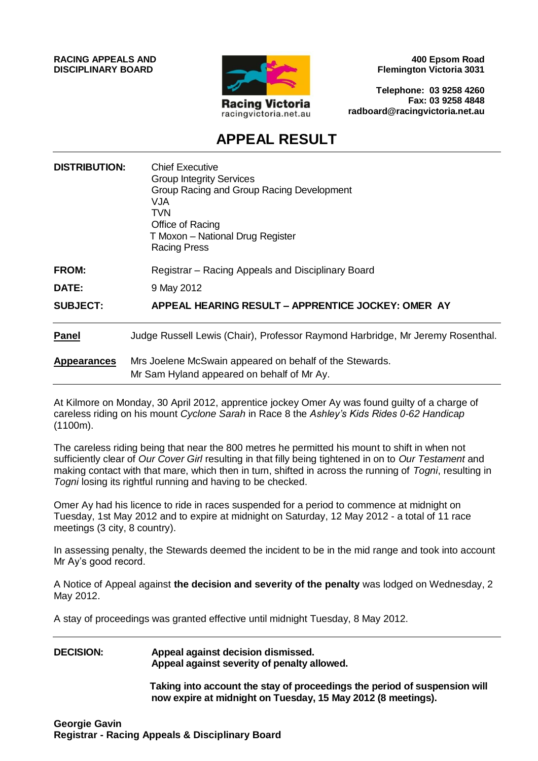**RACING APPEALS AND DISCIPLINARY BOARD**

Racing Victoria
racingvictoria.net.au

**400 Epsom Road**
**Flemington Victoria 3031**

**Telephone: 03 9258 4260**
**Fax: 03 9258 4848**
**radboard@racingvictoria.net.au**

# APPEAL RESULT

**DISTRIBUTION:** Chief Executive
Group Integrity Services
Group Racing and Group Racing Development
VJA
TVN
Office of Racing
T Moxon – National Drug Register
Racing Press

**FROM:** Registrar – Racing Appeals and Disciplinary Board

**DATE:** 9 May 2012

**SUBJECT:** **APPEAL HEARING RESULT – APPRENTICE JOCKEY: OMER AY**

**Panel** Judge Russell Lewis (Chair), Professor Raymond Harbridge, Mr Jeremy Rosenthal.

**Appearances** Mrs Joelene McSwain appeared on behalf of the Stewards.
Mr Sam Hyland appeared on behalf of Mr Ay.

At Kilmore on Monday, 30 April 2012, apprentice jockey Omer Ay was found guilty of a charge of careless riding on his mount *Cyclone Sarah* in Race 8 the *Ashley's Kids Rides 0-62 Handicap* (1100m).

The careless riding being that near the 800 metres he permitted his mount to shift in when not sufficiently clear of *Our Cover Girl* resulting in that filly being tightened in on to *Our Testament* and making contact with that mare, which then in turn, shifted in across the running of *Togni*, resulting in *Togni* losing its rightful running and having to be checked.

Omer Ay had his licence to ride in races suspended for a period to commence at midnight on Tuesday, 1st May 2012 and to expire at midnight on Saturday, 12 May 2012 - a total of 11 race meetings (3 city, 8 country).

In assessing penalty, the Stewards deemed the incident to be in the mid range and took into account Mr Ay's good record.

A Notice of Appeal against **the decision and severity of the penalty** was lodged on Wednesday, 2 May 2012.

A stay of proceedings was granted effective until midnight Tuesday, 8 May 2012.

**DECISION:** **Appeal against decision dismissed.**
**Appeal against severity of penalty allowed.**

**Taking into account the stay of proceedings the period of suspension will now expire at midnight on Tuesday, 15 May 2012 (8 meetings).**

**Georgie Gavin**
**Registrar - Racing Appeals & Disciplinary Board**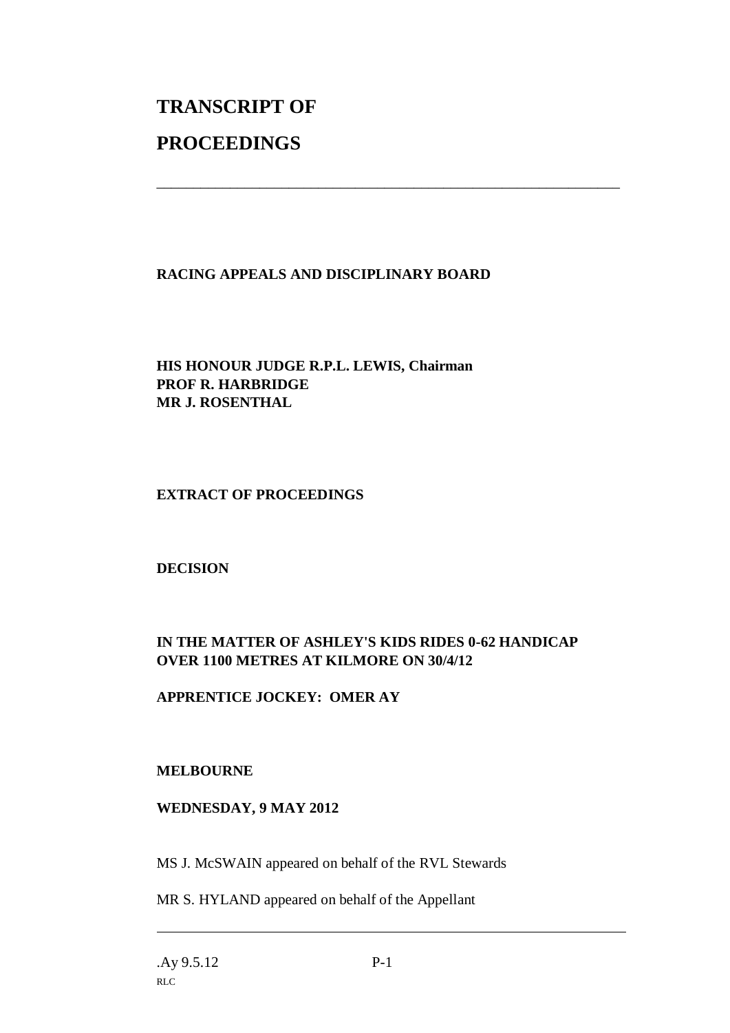# TRANSCRIPT OF PROCEEDINGS

---

**RACING APPEALS AND DISCIPLINARY BOARD**

**HIS HONOUR JUDGE R.P.L. LEWIS, Chairman**
**PROF R. HARBRIDGE**
**MR J. ROSENTHAL**

**EXTRACT OF PROCEEDINGS**

**DECISION**

**IN THE MATTER OF ASHLEY'S KIDS RIDES 0-62 HANDICAP OVER 1100 METRES AT KILMORE ON 30/4/12**

**APPRENTICE JOCKEY: OMER AY**

**MELBOURNE**

**WEDNESDAY, 9 MAY 2012**

MS J. McSWAIN appeared on behalf of the RVL Stewards

MR S. HYLAND appeared on behalf of the Appellant

---

.Ay 9.5.12
RLC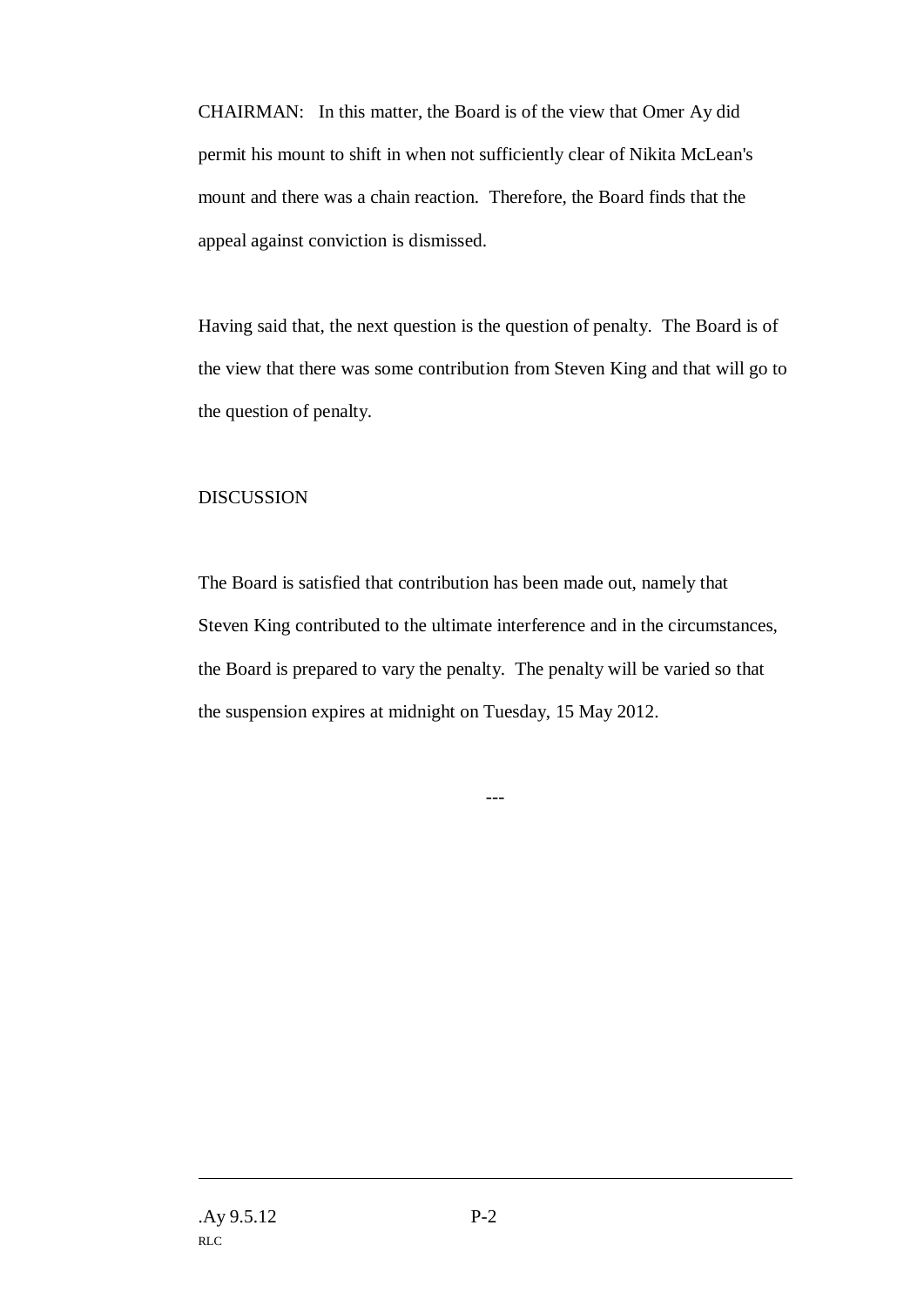CHAIRMAN: In this matter, the Board is of the view that Omer Ay did permit his mount to shift in when not sufficiently clear of Nikita McLean's mount and there was a chain reaction. Therefore, the Board finds that the appeal against conviction is dismissed.

Having said that, the next question is the question of penalty. The Board is of the view that there was some contribution from Steven King and that will go to the question of penalty.

DISCUSSION

The Board is satisfied that contribution has been made out, namely that Steven King contributed to the ultimate interference and in the circumstances, the Board is prepared to vary the penalty. The penalty will be varied so that the suspension expires at midnight on Tuesday, 15 May 2012.

---